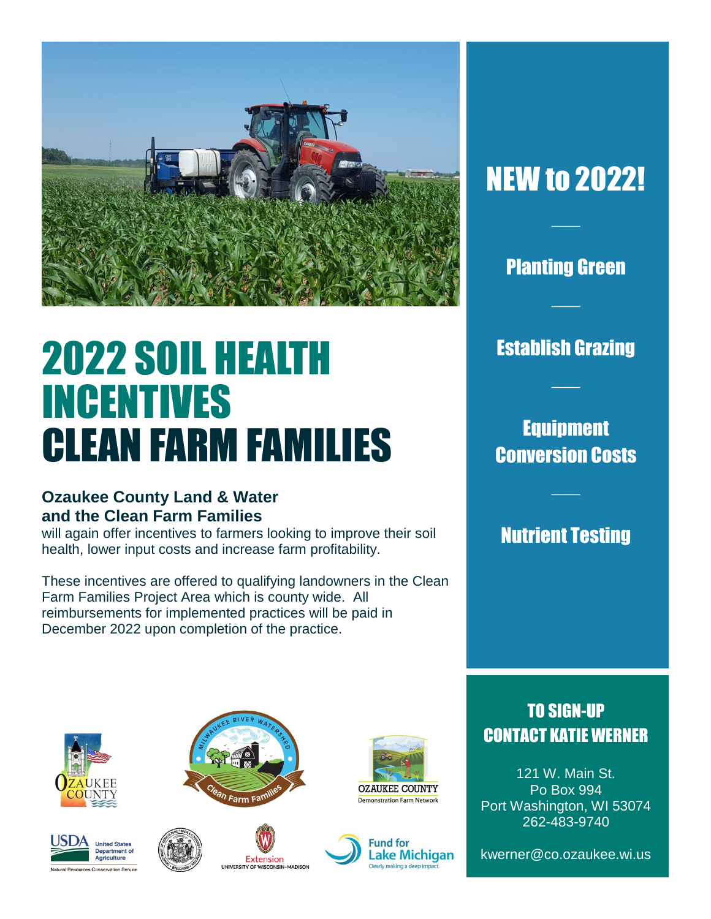# 2022 SOIL HEALTH INCENTIVES
# CLEAN FARM FAMILIES

**Ozaukee County Land & Water and the Clean Farm Families**
will again offer incentives to farmers looking to improve their soil health, lower input costs and increase farm profitability.

These incentives are offered to qualifying landowners in the Clean Farm Families Project Area which is county wide. All reimbursements for implemented practices will be paid in December 2022 upon completion of the practice.

## NEW to 2022!

### Planting Green

### Establish Grazing

### Equipment Conversion Costs

### Nutrient Testing

## TO SIGN-UP CONTACT KATIE WERNER

121 W. Main St.
Po Box 994
Port Washington, WI 53074
262-483-9740

kwerner@co.ozaukee.wi.us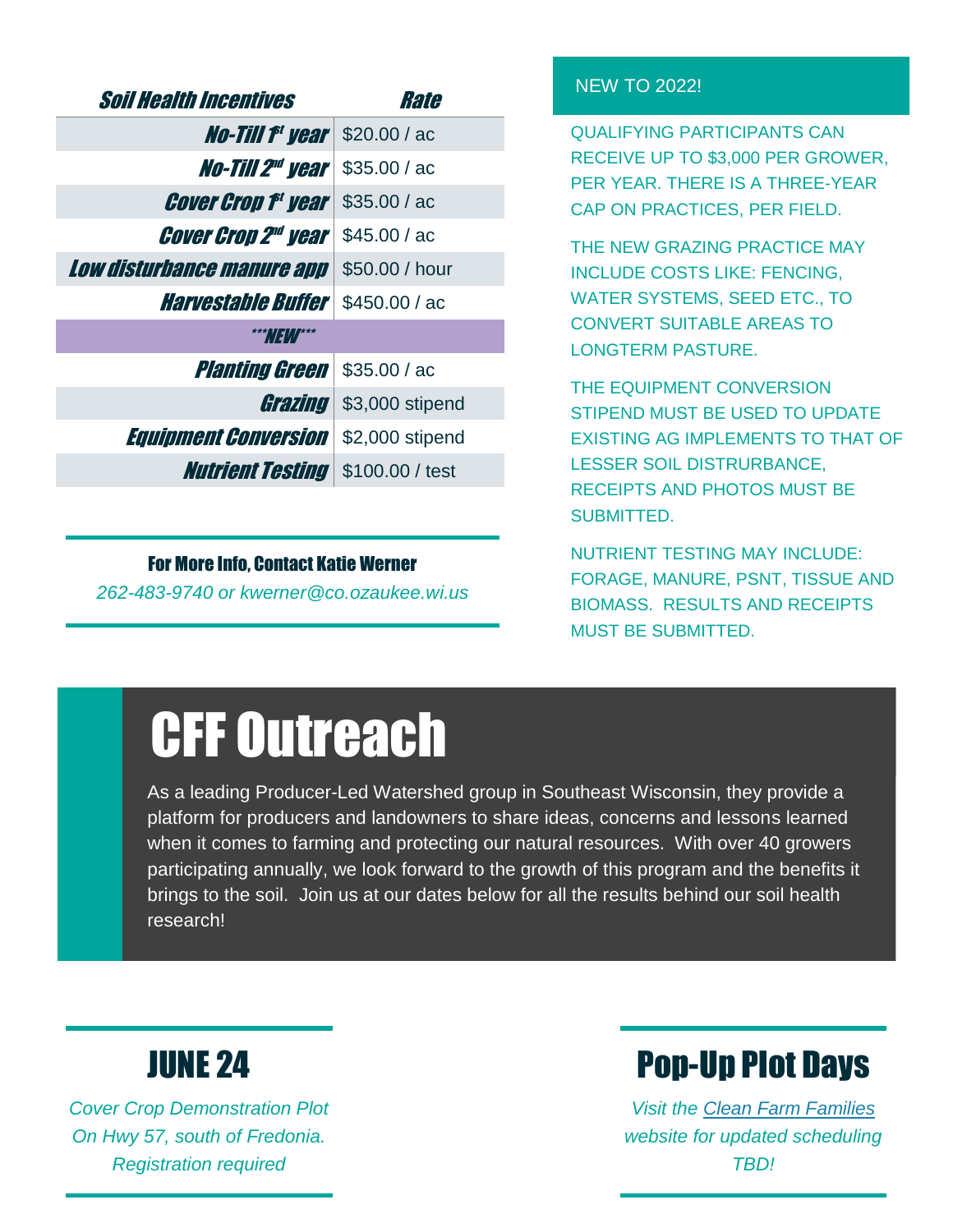| Soil Health Incentives | Rate |
|---|---|
| No-Till 1st year | $20.00 / ac |
| No-Till 2nd year | $35.00 / ac |
| Cover Crop 1st year | $35.00 / ac |
| Cover Crop 2nd year | $45.00 / ac |
| Low disturbance manure app | $50.00 / hour |
| Harvestable Buffer | $450.00 / ac |
| ***NEW*** | |
| Planting Green | $35.00 / ac |
| Grazing | $3,000 stipend |
| Equipment Conversion | $2,000 stipend |
| Nutrient Testing | $100.00 / test |

**For More Info, Contact Katie Werner**

*262-483-9740 or kwerner@co.ozaukee.wi.us*

NEW TO 2022!

QUALIFYING PARTICIPANTS CAN RECEIVE UP TO $3,000 PER GROWER, PER YEAR. THERE IS A THREE-YEAR CAP ON PRACTICES, PER FIELD.

THE NEW GRAZING PRACTICE MAY INCLUDE COSTS LIKE: FENCING, WATER SYSTEMS, SEED ETC., TO CONVERT SUITABLE AREAS TO LONGTERM PASTURE.

THE EQUIPMENT CONVERSION STIPEND MUST BE USED TO UPDATE EXISTING AG IMPLEMENTS TO THAT OF LESSER SOIL DISTRURBANCE, RECEIPTS AND PHOTOS MUST BE SUBMITTED.

NUTRIENT TESTING MAY INCLUDE: FORAGE, MANURE, PSNT, TISSUE AND BIOMASS. RESULTS AND RECEIPTS MUST BE SUBMITTED.

# CFF Outreach

As a leading Producer-Led Watershed group in Southeast Wisconsin, they provide a platform for producers and landowners to share ideas, concerns and lessons learned when it comes to farming and protecting our natural resources. With over 40 growers participating annually, we look forward to the growth of this program and the benefits it brings to the soil. Join us at our dates below for all the results behind our soil health research!

## JUNE 24

*Cover Crop Demonstration Plot*
*On Hwy 57, south of Fredonia.*
*Registration required*

## Pop-Up Plot Days

*Visit the Clean Farm Families website for updated scheduling*
*TBD!*